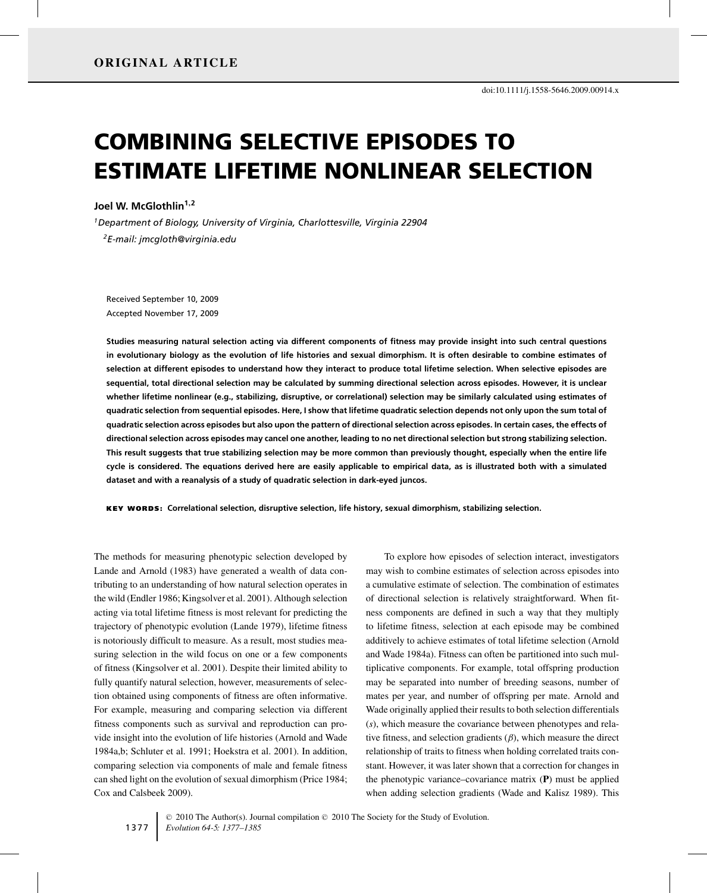ORIGINAL ARTICLE

doi:10.1111/j.1558-5646.2009.00914.x

# COMBINING SELECTIVE EPISODES TO ESTIMATE LIFETIME NONLINEAR SELECTION

**Joel W. McGlothlin**[1,2]

[1]*Department of Biology, University of Virginia, Charlottesville, Virginia 22904*

[2]*E-mail: jmcgloth@virginia.edu*

Received September 10, 2009

Accepted November 17, 2009

**Studies measuring natural selection acting via different components of fitness may provide insight into such central questions in evolutionary biology as the evolution of life histories and sexual dimorphism. It is often desirable to combine estimates of selection at different episodes to understand how they interact to produce total lifetime selection. When selective episodes are sequential, total directional selection may be calculated by summing directional selection across episodes. However, it is unclear whether lifetime nonlinear (e.g., stabilizing, disruptive, or correlational) selection may be similarly calculated using estimates of quadratic selection from sequential episodes. Here, I show that lifetime quadratic selection depends not only upon the sum total of quadratic selection across episodes but also upon the pattern of directional selection across episodes. In certain cases, the effects of directional selection across episodes may cancel one another, leading to no net directional selection but strong stabilizing selection. This result suggests that true stabilizing selection may be more common than previously thought, especially when the entire life cycle is considered. The equations derived here are easily applicable to empirical data, as is illustrated both with a simulated dataset and with a reanalysis of a study of quadratic selection in dark-eyed juncos.**

**KEY WORDS:** Correlational selection, disruptive selection, life history, sexual dimorphism, stabilizing selection.

The methods for measuring phenotypic selection developed by Lande and Arnold (1983) have generated a wealth of data contributing to an understanding of how natural selection operates in the wild (Endler 1986; Kingsolver et al. 2001). Although selection acting via total lifetime fitness is most relevant for predicting the trajectory of phenotypic evolution (Lande 1979), lifetime fitness is notoriously difficult to measure. As a result, most studies measuring selection in the wild focus on one or a few components of fitness (Kingsolver et al. 2001). Despite their limited ability to fully quantify natural selection, however, measurements of selection obtained using components of fitness are often informative. For example, measuring and comparing selection via different fitness components such as survival and reproduction can provide insight into the evolution of life histories (Arnold and Wade 1984a,b; Schluter et al. 1991; Hoekstra et al. 2001). In addition, comparing selection via components of male and female fitness can shed light on the evolution of sexual dimorphism (Price 1984; Cox and Calsbeek 2009).

To explore how episodes of selection interact, investigators may wish to combine estimates of selection across episodes into a cumulative estimate of selection. The combination of estimates of directional selection is relatively straightforward. When fitness components are defined in such a way that they multiply to lifetime fitness, selection at each episode may be combined additively to achieve estimates of total lifetime selection (Arnold and Wade 1984a). Fitness can often be partitioned into such multiplicative components. For example, total offspring production may be separated into number of breeding seasons, number of mates per year, and number of offspring per mate. Arnold and Wade originally applied their results to both selection differentials ($s$), which measure the covariance between phenotypes and relative fitness, and selection gradients ($\beta$), which measure the direct relationship of traits to fitness when holding correlated traits constant. However, it was later shown that a correction for changes in the phenotypic variance–covariance matrix ($\mathbf{P}$) must be applied when adding selection gradients (Wade and Kalisz 1989). This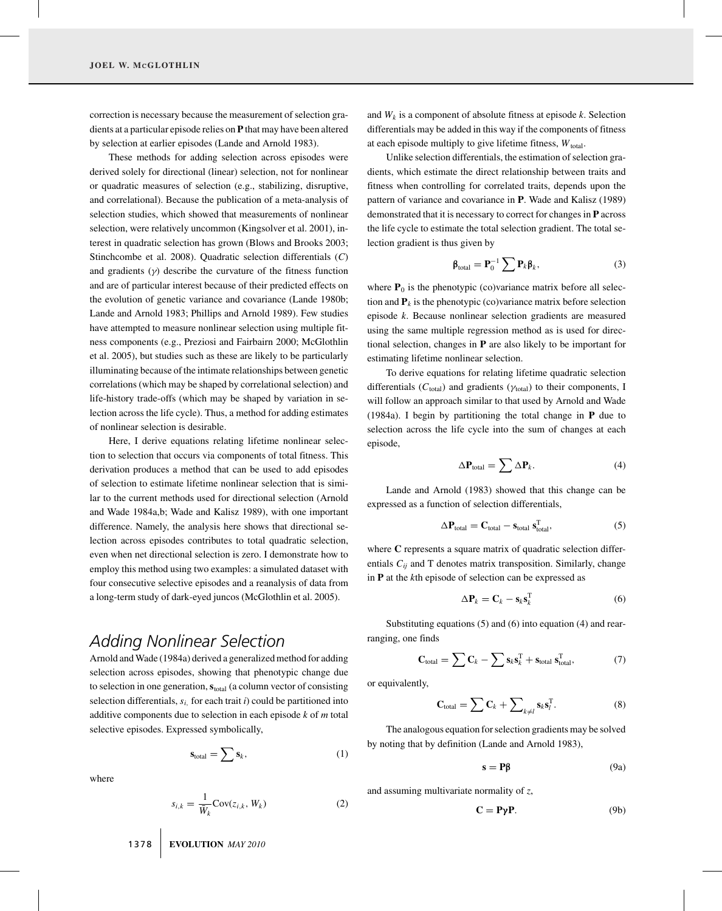correction is necessary because the measurement of selection gradients at a particular episode relies on **P** that may have been altered by selection at earlier episodes (Lande and Arnold 1983).

These methods for adding selection across episodes were derived solely for directional (linear) selection, not for nonlinear or quadratic measures of selection (e.g., stabilizing, disruptive, and correlational). Because the publication of a meta-analysis of selection studies, which showed that measurements of nonlinear selection, were relatively uncommon (Kingsolver et al. 2001), interest in quadratic selection has grown (Blows and Brooks 2003; Stinchcombe et al. 2008). Quadratic selection differentials ($C$) and gradients ($\gamma$) describe the curvature of the fitness function and are of particular interest because of their predicted effects on the evolution of genetic variance and covariance (Lande 1980b; Lande and Arnold 1983; Phillips and Arnold 1989). Few studies have attempted to measure nonlinear selection using multiple fitness components (e.g., Preziosi and Fairbairn 2000; McGlothlin et al. 2005), but studies such as these are likely to be particularly illuminating because of the intimate relationships between genetic correlations (which may be shaped by correlational selection) and life-history trade-offs (which may be shaped by variation in selection across the life cycle). Thus, a method for adding estimates of nonlinear selection is desirable.

Here, I derive equations relating lifetime nonlinear selection to selection that occurs via components of total fitness. This derivation produces a method that can be used to add episodes of selection to estimate lifetime nonlinear selection that is similar to the current methods used for directional selection (Arnold and Wade 1984a,b; Wade and Kalisz 1989), with one important difference. Namely, the analysis here shows that directional selection across episodes contributes to total quadratic selection, even when net directional selection is zero. I demonstrate how to employ this method using two examples: a simulated dataset with four consecutive selective episodes and a reanalysis of data from a long-term study of dark-eyed juncos (McGlothlin et al. 2005).

## Adding Nonlinear Selection

Arnold and Wade (1984a) derived a generalized method for adding selection across episodes, showing that phenotypic change due to selection in one generation, $\mathbf{s}_{\text{total}}$ (a column vector of consisting selection differentials, $s_i$, for each trait $i$) could be partitioned into additive components due to selection in each episode $k$ of $m$ total selective episodes. Expressed symbolically,

$$\mathbf{s}_{\text{total}} = \sum \mathbf{s}_k, \tag{1}$$

where

$$s_{i,k} = \frac{1}{\overline{W}_k}\text{Cov}(z_{i,k}, W_k) \tag{2}$$

and $W_k$ is a component of absolute fitness at episode $k$. Selection differentials may be added in this way if the components of fitness at each episode multiply to give lifetime fitness, $W_{\text{total}}$.

Unlike selection differentials, the estimation of selection gradients, which estimate the direct relationship between traits and fitness when controlling for correlated traits, depends upon the pattern of variance and covariance in **P**. Wade and Kalisz (1989) demonstrated that it is necessary to correct for changes in **P** across the life cycle to estimate the total selection gradient. The total selection gradient is thus given by

$$\boldsymbol{\beta}_{\text{total}} = \mathbf{P}_0^{-1} \sum \mathbf{P}_k \boldsymbol{\beta}_k, \tag{3}$$

where $\mathbf{P}_0$ is the phenotypic (co)variance matrix before all selection and $\mathbf{P}_k$ is the phenotypic (co)variance matrix before selection episode $k$. Because nonlinear selection gradients are measured using the same multiple regression method as is used for directional selection, changes in **P** are also likely to be important for estimating lifetime nonlinear selection.

To derive equations for relating lifetime quadratic selection differentials ($C_{\text{total}}$) and gradients ($\gamma_{\text{total}}$) to their components, I will follow an approach similar to that used by Arnold and Wade (1984a). I begin by partitioning the total change in **P** due to selection across the life cycle into the sum of changes at each episode,

$$\Delta\mathbf{P}_{\text{total}} = \sum \Delta\mathbf{P}_k. \tag{4}$$

Lande and Arnold (1983) showed that this change can be expressed as a function of selection differentials,

$$\Delta\mathbf{P}_{\text{total}} = \mathbf{C}_{\text{total}} - \mathbf{s}_{\text{total}}\,\mathbf{s}_{\text{total}}^{\text{T}}, \tag{5}$$

where **C** represents a square matrix of quadratic selection differentials $C_{ij}$ and T denotes matrix transposition. Similarly, change in **P** at the $k$th episode of selection can be expressed as

$$\Delta\mathbf{P}_k = \mathbf{C}_k - \mathbf{s}_k\mathbf{s}_k^{\text{T}} \tag{6}$$

Substituting equations (5) and (6) into equation (4) and rearranging, one finds

$$\mathbf{C}_{\text{total}} = \sum \mathbf{C}_k - \sum \mathbf{s}_k\mathbf{s}_k^{\text{T}} + \mathbf{s}_{\text{total}}\,\mathbf{s}_{\text{total}}^{\text{T}}, \tag{7}$$

or equivalently,

$$\mathbf{C}_{\text{total}} = \sum \mathbf{C}_k + \sum\nolimits_{k \neq l} \mathbf{s}_k\mathbf{s}_l^{\text{T}}. \tag{8}$$

The analogous equation for selection gradients may be solved by noting that by definition (Lande and Arnold 1983),

$$\mathbf{s} = \mathbf{P}\boldsymbol{\beta} \tag{9a}$$

and assuming multivariate normality of $z$,

$$\mathbf{C} = \mathbf{P}\boldsymbol{\gamma}\mathbf{P}. \tag{9b}$$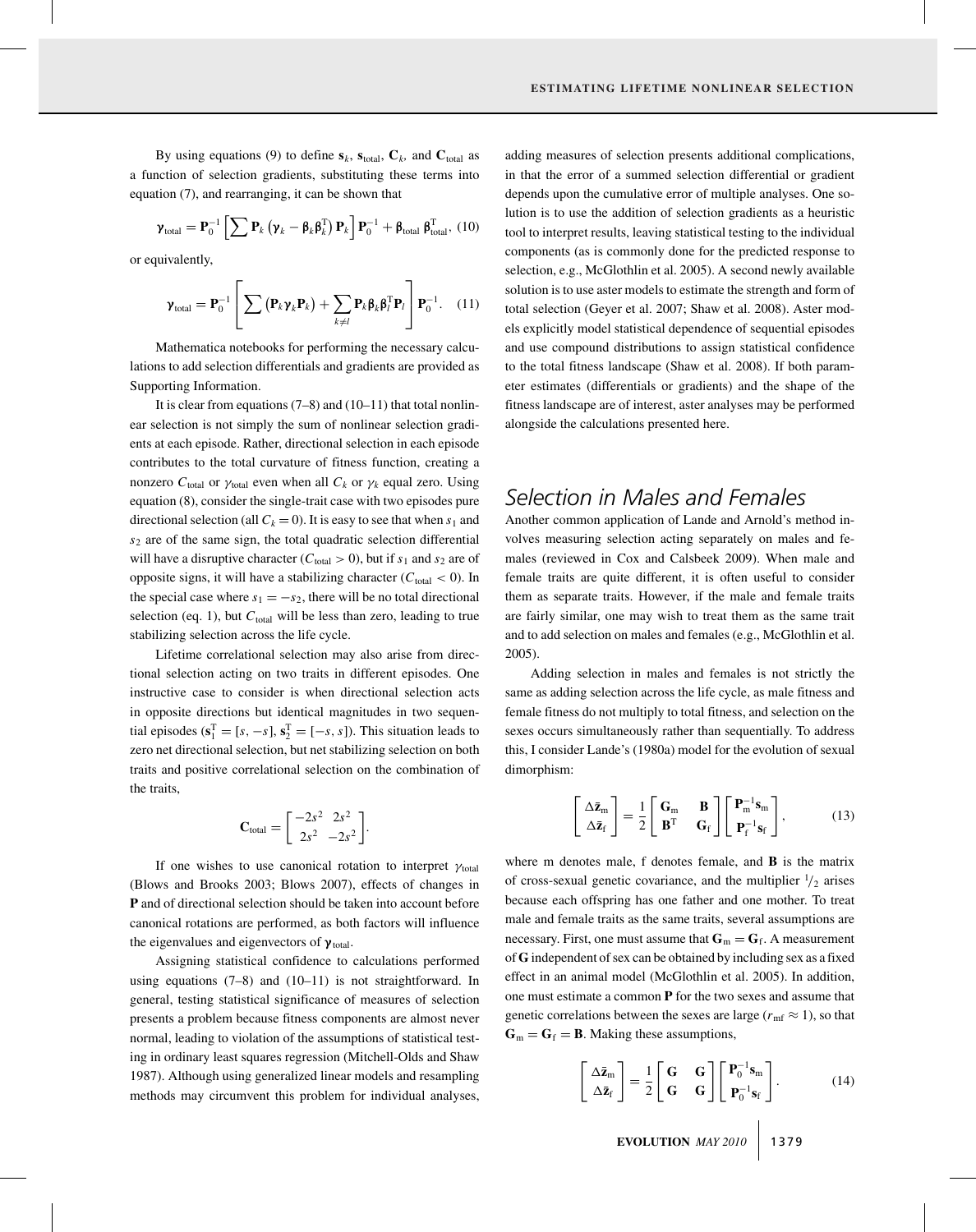By using equations (9) to define $\mathbf{s}_k$, $\mathbf{s}_{\text{total}}$, $\mathbf{C}_k$, and $\mathbf{C}_{\text{total}}$ as a function of selection gradients, substituting these terms into equation (7), and rearranging, it can be shown that

$$\boldsymbol{\gamma}_{\text{total}} = \mathbf{P}_0^{-1}\left[\sum \mathbf{P}_k\left(\boldsymbol{\gamma}_k - \boldsymbol{\beta}_k\boldsymbol{\beta}_k^{\text{T}}\right)\mathbf{P}_k\right]\mathbf{P}_0^{-1} + \boldsymbol{\beta}_{\text{total}}\,\boldsymbol{\beta}_{\text{total}}^{\text{T}}, \quad (10)$$

or equivalently,

$$\boldsymbol{\gamma}_{\text{total}} = \mathbf{P}_0^{-1}\left[\sum\left(\mathbf{P}_k\boldsymbol{\gamma}_k\mathbf{P}_k\right) + \sum_{k\neq l}\mathbf{P}_k\boldsymbol{\beta}_k\boldsymbol{\beta}_l^{\text{T}}\mathbf{P}_l\right]\mathbf{P}_0^{-1}. \quad (11)$$

Mathematica notebooks for performing the necessary calculations to add selection differentials and gradients are provided as Supporting Information.

It is clear from equations (7–8) and (10–11) that total nonlinear selection is not simply the sum of nonlinear selection gradients at each episode. Rather, directional selection in each episode contributes to the total curvature of fitness function, creating a nonzero $C_{\text{total}}$ or $\gamma_{\text{total}}$ even when all $C_k$ or $\gamma_k$ equal zero. Using equation (8), consider the single-trait case with two episodes pure directional selection (all $C_k = 0$). It is easy to see that when $s_1$ and $s_2$ are of the same sign, the total quadratic selection differential will have a disruptive character ($C_{\text{total}} > 0$), but if $s_1$ and $s_2$ are of opposite signs, it will have a stabilizing character ($C_{\text{total}} < 0$). In the special case where $s_1 = -s_2$, there will be no total directional selection (eq. 1), but $C_{\text{total}}$ will be less than zero, leading to true stabilizing selection across the life cycle.

Lifetime correlational selection may also arise from directional selection acting on two traits in different episodes. One instructive case to consider is when directional selection acts in opposite directions but identical magnitudes in two sequential episodes ($\mathbf{s}_1^{\text{T}} = [s, -s]$, $\mathbf{s}_2^{\text{T}} = [-s, s]$). This situation leads to zero net directional selection, but net stabilizing selection on both traits and positive correlational selection on the combination of the traits,

$$\mathbf{C}_{\text{total}} = \begin{bmatrix} -2s^2 & 2s^2 \\ 2s^2 & -2s^2 \end{bmatrix}.$$

If one wishes to use canonical rotation to interpret $\gamma_{\text{total}}$ (Blows and Brooks 2003; Blows 2007), effects of changes in **P** and of directional selection should be taken into account before canonical rotations are performed, as both factors will influence the eigenvalues and eigenvectors of $\boldsymbol{\gamma}_{\text{total}}$.

Assigning statistical confidence to calculations performed using equations (7–8) and (10–11) is not straightforward. In general, testing statistical significance of measures of selection presents a problem because fitness components are almost never normal, leading to violation of the assumptions of statistical testing in ordinary least squares regression (Mitchell-Olds and Shaw 1987). Although using generalized linear models and resampling methods may circumvent this problem for individual analyses, adding measures of selection presents additional complications, in that the error of a summed selection differential or gradient depends upon the cumulative error of multiple analyses. One solution is to use the addition of selection gradients as a heuristic tool to interpret results, leaving statistical testing to the individual components (as is commonly done for the predicted response to selection, e.g., McGlothlin et al. 2005). A second newly available solution is to use aster models to estimate the strength and form of total selection (Geyer et al. 2007; Shaw et al. 2008). Aster models explicitly model statistical dependence of sequential episodes and use compound distributions to assign statistical confidence to the total fitness landscape (Shaw et al. 2008). If both parameter estimates (differentials or gradients) and the shape of the fitness landscape are of interest, aster analyses may be performed alongside the calculations presented here.

## Selection in Males and Females

Another common application of Lande and Arnold's method involves measuring selection acting separately on males and females (reviewed in Cox and Calsbeek 2009). When male and female traits are quite different, it is often useful to consider them as separate traits. However, if the male and female traits are fairly similar, one may wish to treat them as the same trait and to add selection on males and females (e.g., McGlothlin et al. 2005).

Adding selection in males and females is not strictly the same as adding selection across the life cycle, as male fitness and female fitness do not multiply to total fitness, and selection on the sexes occurs simultaneously rather than sequentially. To address this, I consider Lande's (1980a) model for the evolution of sexual dimorphism:

$$\begin{bmatrix} \Delta\bar{\mathbf{z}}_{\text{m}} \\ \Delta\bar{\mathbf{z}}_{\text{f}} \end{bmatrix} = \frac{1}{2}\begin{bmatrix} \mathbf{G}_{\text{m}} & \mathbf{B} \\ \mathbf{B}^{\text{T}} & \mathbf{G}_{\text{f}} \end{bmatrix}\begin{bmatrix} \mathbf{P}_{\text{m}}^{-1}\mathbf{s}_{\text{m}} \\ \mathbf{P}_{\text{f}}^{-1}\mathbf{s}_{\text{f}} \end{bmatrix}, \quad (13)$$

where m denotes male, f denotes female, and **B** is the matrix of cross-sexual genetic covariance, and the multiplier $^1/_2$ arises because each offspring has one father and one mother. To treat male and female traits as the same traits, several assumptions are necessary. First, one must assume that $\mathbf{G}_{\text{m}} = \mathbf{G}_{\text{f}}$. A measurement of **G** independent of sex can be obtained by including sex as a fixed effect in an animal model (McGlothlin et al. 2005). In addition, one must estimate a common **P** for the two sexes and assume that genetic correlations between the sexes are large ($r_{\text{mf}} \approx 1$), so that $\mathbf{G}_{\text{m}} = \mathbf{G}_{\text{f}} = \mathbf{B}$. Making these assumptions,

$$\begin{bmatrix} \Delta\bar{\mathbf{z}}_{\text{m}} \\ \Delta\bar{\mathbf{z}}_{\text{f}} \end{bmatrix} = \frac{1}{2}\begin{bmatrix} \mathbf{G} & \mathbf{G} \\ \mathbf{G} & \mathbf{G} \end{bmatrix}\begin{bmatrix} \mathbf{P}_0^{-1}\mathbf{s}_{\text{m}} \\ \mathbf{P}_0^{-1}\mathbf{s}_{\text{f}} \end{bmatrix}. \quad (14)$$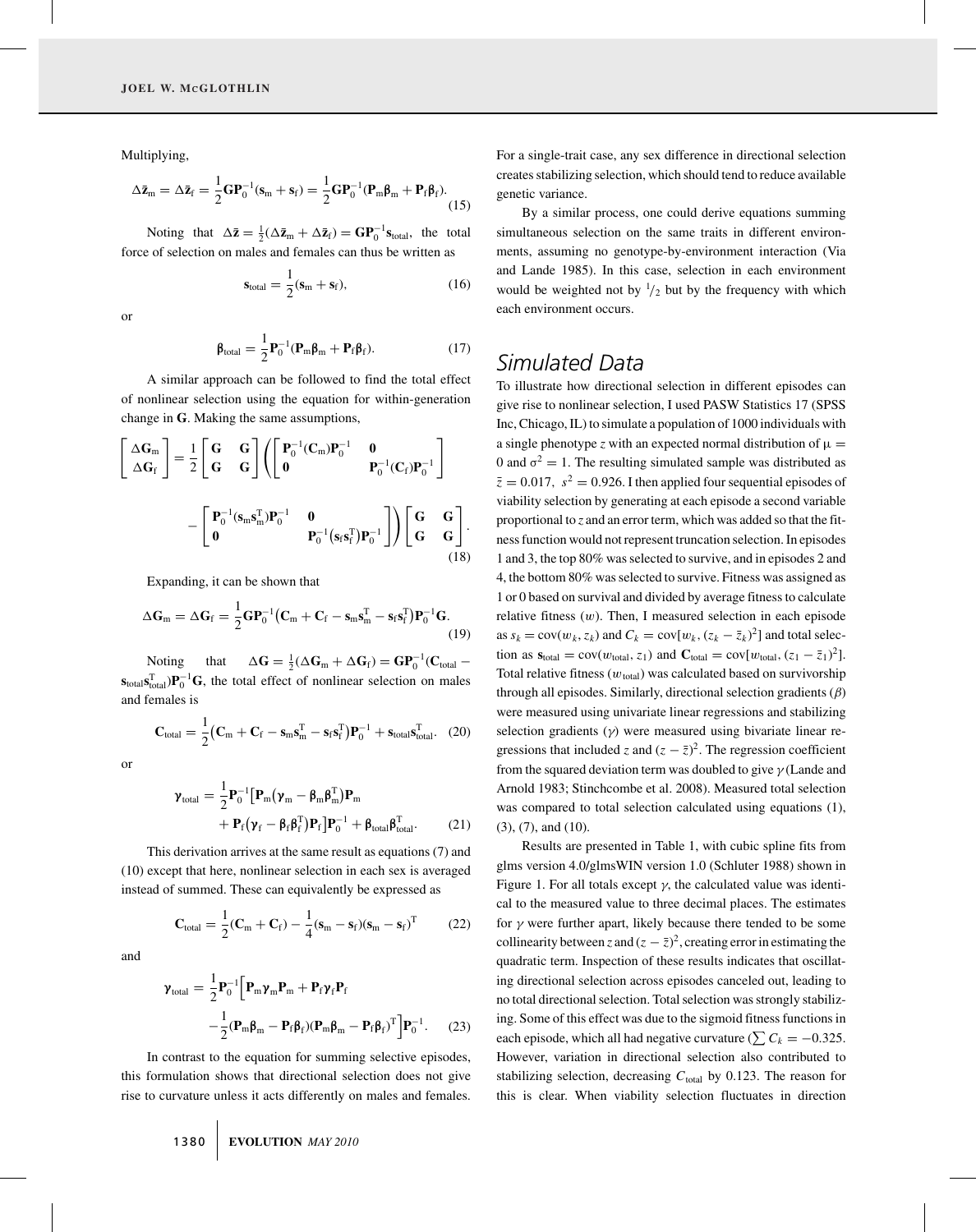Multiplying,

$$\Delta\bar{\mathbf{z}}_{\mathrm{m}} = \Delta\bar{\mathbf{z}}_{\mathrm{f}} = \frac{1}{2}\mathbf{G}\mathbf{P}_0^{-1}(\mathbf{s}_{\mathrm{m}} + \mathbf{s}_{\mathrm{f}}) = \frac{1}{2}\mathbf{G}\mathbf{P}_0^{-1}(\mathbf{P}_{\mathrm{m}}\boldsymbol{\beta}_{\mathrm{m}} + \mathbf{P}_{\mathrm{f}}\boldsymbol{\beta}_{\mathrm{f}}). \tag{15}$$

Noting that $\Delta\bar{\mathbf{z}} = \frac{1}{2}(\Delta\bar{\mathbf{z}}_{\mathrm{m}} + \Delta\bar{\mathbf{z}}_{\mathrm{f}}) = \mathbf{G}\mathbf{P}_0^{-1}\mathbf{s}_{\mathrm{total}}$, the total force of selection on males and females can thus be written as

$$\mathbf{s}_{\mathrm{total}} = \frac{1}{2}(\mathbf{s}_{\mathrm{m}} + \mathbf{s}_{\mathrm{f}}), \tag{16}$$

or

$$\boldsymbol{\beta}_{\mathrm{total}} = \frac{1}{2}\mathbf{P}_0^{-1}(\mathbf{P}_{\mathrm{m}}\boldsymbol{\beta}_{\mathrm{m}} + \mathbf{P}_{\mathrm{f}}\boldsymbol{\beta}_{\mathrm{f}}). \tag{17}$$

A similar approach can be followed to find the total effect of nonlinear selection using the equation for within-generation change in $\mathbf{G}$. Making the same assumptions,

$$\begin{bmatrix} \Delta\mathbf{G}_{\mathrm{m}} \\ \Delta\mathbf{G}_{\mathrm{f}} \end{bmatrix} = \frac{1}{2}\begin{bmatrix} \mathbf{G} & \mathbf{G} \\ \mathbf{G} & \mathbf{G} \end{bmatrix}\left(\begin{bmatrix} \mathbf{P}_0^{-1}(\mathbf{C}_{\mathrm{m}})\mathbf{P}_0^{-1} & \mathbf{0} \\ \mathbf{0} & \mathbf{P}_0^{-1}(\mathbf{C}_{\mathrm{f}})\mathbf{P}_0^{-1} \end{bmatrix} - \begin{bmatrix} \mathbf{P}_0^{-1}(\mathbf{s}_{\mathrm{m}}\mathbf{s}_{\mathrm{m}}^{\mathrm{T}})\mathbf{P}_0^{-1} & \mathbf{0} \\ \mathbf{0} & \mathbf{P}_0^{-1}(\mathbf{s}_{\mathrm{f}}\mathbf{s}_{\mathrm{f}}^{\mathrm{T}})\mathbf{P}_0^{-1} \end{bmatrix}\right)\begin{bmatrix} \mathbf{G} & \mathbf{G} \\ \mathbf{G} & \mathbf{G} \end{bmatrix}. \tag{18}$$

Expanding, it can be shown that

$$\Delta\mathbf{G}_{\mathrm{m}} = \Delta\mathbf{G}_{\mathrm{f}} = \frac{1}{2}\mathbf{G}\mathbf{P}_0^{-1}(\mathbf{C}_{\mathrm{m}} + \mathbf{C}_{\mathrm{f}} - \mathbf{s}_{\mathrm{m}}\mathbf{s}_{\mathrm{m}}^{\mathrm{T}} - \mathbf{s}_{\mathrm{f}}\mathbf{s}_{\mathrm{f}}^{\mathrm{T}})\mathbf{P}_0^{-1}\mathbf{G}. \tag{19}$$

Noting that $\Delta\mathbf{G} = \frac{1}{2}(\Delta\mathbf{G}_{\mathrm{m}} + \Delta\mathbf{G}_{\mathrm{f}}) = \mathbf{G}\mathbf{P}_0^{-1}(\mathbf{C}_{\mathrm{total}} - \mathbf{s}_{\mathrm{total}}\mathbf{s}_{\mathrm{total}}^{\mathrm{T}})\mathbf{P}_0^{-1}\mathbf{G}$, the total effect of nonlinear selection on males and females is

$$\mathbf{C}_{\mathrm{total}} = \frac{1}{2}(\mathbf{C}_{\mathrm{m}} + \mathbf{C}_{\mathrm{f}} - \mathbf{s}_{\mathrm{m}}\mathbf{s}_{\mathrm{m}}^{\mathrm{T}} - \mathbf{s}_{\mathrm{f}}\mathbf{s}_{\mathrm{f}}^{\mathrm{T}})\mathbf{P}_0^{-1} + \mathbf{s}_{\mathrm{total}}\mathbf{s}_{\mathrm{total}}^{\mathrm{T}}. \tag{20}$$

or

$$\boldsymbol{\gamma}_{\mathrm{total}} = \frac{1}{2}\mathbf{P}_0^{-1}\left[\mathbf{P}_{\mathrm{m}}(\boldsymbol{\gamma}_{\mathrm{m}} - \boldsymbol{\beta}_{\mathrm{m}}\boldsymbol{\beta}_{\mathrm{m}}^{\mathrm{T}})\mathbf{P}_{\mathrm{m}} + \mathbf{P}_{\mathrm{f}}(\boldsymbol{\gamma}_{\mathrm{f}} - \boldsymbol{\beta}_{\mathrm{f}}\boldsymbol{\beta}_{\mathrm{f}}^{\mathrm{T}})\mathbf{P}_{\mathrm{f}}\right]\mathbf{P}_0^{-1} + \boldsymbol{\beta}_{\mathrm{total}}\boldsymbol{\beta}_{\mathrm{total}}^{\mathrm{T}}. \tag{21}$$

This derivation arrives at the same result as equations (7) and (10) except that here, nonlinear selection in each sex is averaged instead of summed. These can equivalently be expressed as

$$\mathbf{C}_{\mathrm{total}} = \frac{1}{2}(\mathbf{C}_{\mathrm{m}} + \mathbf{C}_{\mathrm{f}}) - \frac{1}{4}(\mathbf{s}_{\mathrm{m}} - \mathbf{s}_{\mathrm{f}})(\mathbf{s}_{\mathrm{m}} - \mathbf{s}_{\mathrm{f}})^{\mathrm{T}} \tag{22}$$

and

$$\boldsymbol{\gamma}_{\mathrm{total}} = \frac{1}{2}\mathbf{P}_0^{-1}\left[\mathbf{P}_{\mathrm{m}}\boldsymbol{\gamma}_{\mathrm{m}}\mathbf{P}_{\mathrm{m}} + \mathbf{P}_{\mathrm{f}}\boldsymbol{\gamma}_{\mathrm{f}}\mathbf{P}_{\mathrm{f}} - \frac{1}{2}(\mathbf{P}_{\mathrm{m}}\boldsymbol{\beta}_{\mathrm{m}} - \mathbf{P}_{\mathrm{f}}\boldsymbol{\beta}_{\mathrm{f}})(\mathbf{P}_{\mathrm{m}}\boldsymbol{\beta}_{\mathrm{m}} - \mathbf{P}_{\mathrm{f}}\boldsymbol{\beta}_{\mathrm{f}})^{\mathrm{T}}\right]\mathbf{P}_0^{-1}. \tag{23}$$

In contrast to the equation for summing selective episodes, this formulation shows that directional selection does not give rise to curvature unless it acts differently on males and females. For a single-trait case, any sex difference in directional selection creates stabilizing selection, which should tend to reduce available genetic variance.

By a similar process, one could derive equations summing simultaneous selection on the same traits in different environments, assuming no genotype-by-environment interaction (Via and Lande 1985). In this case, selection in each environment would be weighted not by $^1/_2$ but by the frequency with which each environment occurs.

## Simulated Data

To illustrate how directional selection in different episodes can give rise to nonlinear selection, I used PASW Statistics 17 (SPSS Inc, Chicago, IL) to simulate a population of 1000 individuals with a single phenotype $z$ with an expected normal distribution of $\mu = 0$ and $\sigma^2 = 1$. The resulting simulated sample was distributed as $\bar{z} = 0.017$, $s^2 = 0.926$. I then applied four sequential episodes of viability selection by generating at each episode a second variable proportional to $z$ and an error term, which was added so that the fitness function would not represent truncation selection. In episodes 1 and 3, the top 80% was selected to survive, and in episodes 2 and 4, the bottom 80% was selected to survive. Fitness was assigned as 1 or 0 based on survival and divided by average fitness to calculate relative fitness ($w$). Then, I measured selection in each episode as $s_k = \mathrm{cov}(w_k, z_k)$ and $C_k = \mathrm{cov}[w_k, (z_k - \bar{z}_k)^2]$ and total selection as $\mathbf{s}_{\mathrm{total}} = \mathrm{cov}(w_{\mathrm{total}}, z_1)$ and $\mathbf{C}_{\mathrm{total}} = \mathrm{cov}[w_{\mathrm{total}}, (z_1 - \bar{z}_1)^2]$. Total relative fitness ($w_{\mathrm{total}}$) was calculated based on survivorship through all episodes. Similarly, directional selection gradients ($\beta$) were measured using univariate linear regressions and stabilizing selection gradients ($\gamma$) were measured using bivariate linear regressions that included $z$ and $(z - \bar{z})^2$. The regression coefficient from the squared deviation term was doubled to give $\gamma$ (Lande and Arnold 1983; Stinchcombe et al. 2008). Measured total selection was compared to total selection calculated using equations (1), (3), (7), and (10).

Results are presented in Table 1, with cubic spline fits from glms version 4.0/glmsWIN version 1.0 (Schluter 1988) shown in Figure 1. For all totals except $\gamma$, the calculated value was identical to the measured value to three decimal places. The estimates for $\gamma$ were further apart, likely because there tended to be some collinearity between $z$ and $(z - \bar{z})^2$, creating error in estimating the quadratic term. Inspection of these results indicates that oscillating directional selection across episodes canceled out, leading to no total directional selection. Total selection was strongly stabilizing. Some of this effect was due to the sigmoid fitness functions in each episode, which all had negative curvature ($\sum C_k = -0.325$. However, variation in directional selection also contributed to stabilizing selection, decreasing $C_{\mathrm{total}}$ by 0.123. The reason for this is clear. When viability selection fluctuates in direction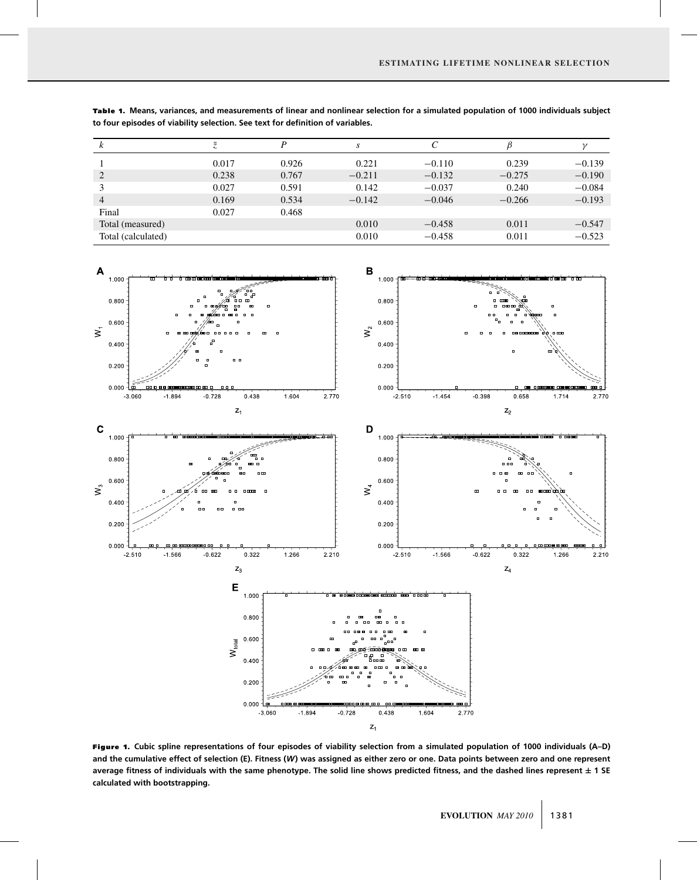**Table 1.** Means, variances, and measurements of linear and nonlinear selection for a simulated population of 1000 individuals subject to four episodes of viability selection. See text for definition of variables.

| $k$ | $\bar{z}$ | $P$ | $s$ | $C$ | $\beta$ | $\gamma$ |
|---|---|---|---|---|---|---|
| 1 | 0.017 | 0.926 | 0.221 | −0.110 | 0.239 | −0.139 |
| 2 | 0.238 | 0.767 | −0.211 | −0.132 | −0.275 | −0.190 |
| 3 | 0.027 | 0.591 | 0.142 | −0.037 | 0.240 | −0.084 |
| 4 | 0.169 | 0.534 | −0.142 | −0.046 | −0.266 | −0.193 |
| Final | 0.027 | 0.468 | | | | |
| Total (measured) | | | 0.010 | −0.458 | 0.011 | −0.547 |
| Total (calculated) | | | 0.010 | −0.458 | 0.011 | −0.523 |

**Figure 1.** Cubic spline representations of four episodes of viability selection from a simulated population of 1000 individuals (A–D) and the cumulative effect of selection (E). Fitness (*W*) was assigned as either zero or one. Data points between zero and one represent average fitness of individuals with the same phenotype. The solid line shows predicted fitness, and the dashed lines represent ± 1 SE calculated with bootstrapping.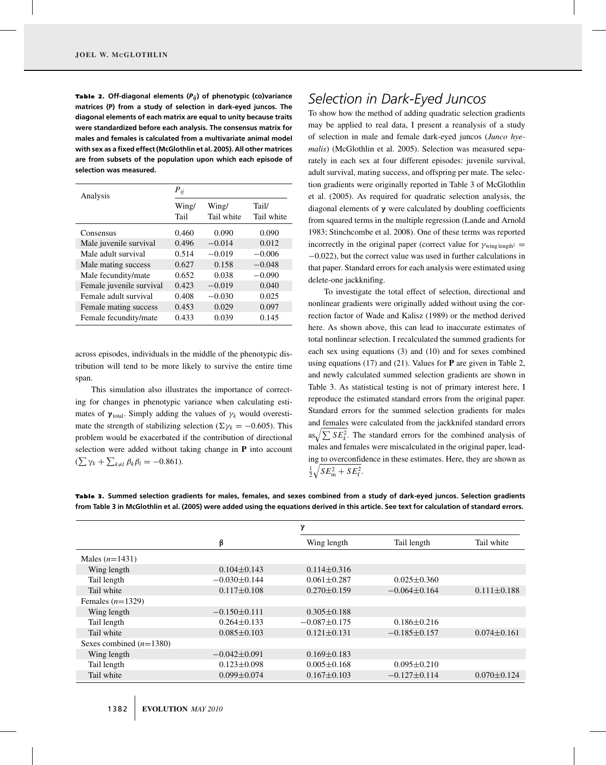**Table 2.** Off-diagonal elements ($P_{ij}$) of phenotypic (co)variance matrices (P) from a study of selection in dark-eyed juncos. The diagonal elements of each matrix are equal to unity because traits were standardized before each analysis. The consensus matrix for males and females is calculated from a multivariate animal model with sex as a fixed effect (McGlothlin et al. 2005). All other matrices are from subsets of the population upon which each episode of selection was measured.

| Analysis | $P_{ij}$ | | |
|---|---|---|---|
| | Wing/ Tail | Wing/ Tail white | Tail/ Tail white |
| Consensus | 0.460 | 0.090 | 0.090 |
| Male juvenile survival | 0.496 | −0.014 | 0.012 |
| Male adult survival | 0.514 | −0.019 | −0.006 |
| Male mating success | 0.627 | 0.158 | −0.048 |
| Male fecundity/mate | 0.652 | 0.038 | −0.090 |
| Female juvenile survival | 0.423 | −0.019 | 0.040 |
| Female adult survival | 0.408 | −0.030 | 0.025 |
| Female mating success | 0.453 | 0.029 | 0.097 |
| Female fecundity/mate | 0.433 | 0.039 | 0.145 |

across episodes, individuals in the middle of the phenotypic distribution will tend to be more likely to survive the entire time span.

This simulation also illustrates the importance of correcting for changes in phenotypic variance when calculating estimates of $\boldsymbol{\gamma}_{\text{total}}$. Simply adding the values of $\gamma_k$ would overestimate the strength of stabilizing selection ($\Sigma\gamma_k = -0.605$). This problem would be exacerbated if the contribution of directional selection were added without taking change in **P** into account ($\sum \gamma_k + \sum_{k \neq l} \beta_k \beta_l = -0.861$).

## Selection in Dark-Eyed Juncos

To show how the method of adding quadratic selection gradients may be applied to real data, I present a reanalysis of a study of selection in male and female dark-eyed juncos (*Junco hyemalis*) (McGlothlin et al. 2005). Selection was measured separately in each sex at four different episodes: juvenile survival, adult survival, mating success, and offspring per mate. The selection gradients were originally reported in Table 3 of McGlothlin et al. (2005). As required for quadratic selection analysis, the diagonal elements of $\boldsymbol{\gamma}$ were calculated by doubling coefficients from squared terms in the multiple regression (Lande and Arnold 1983; Stinchcombe et al. 2008). One of these terms was reported incorrectly in the original paper (correct value for $\gamma_{\text{wing length}^2} = -0.022$), but the correct value was used in further calculations in that paper. Standard errors for each analysis were estimated using delete-one jackknifing.

To investigate the total effect of selection, directional and nonlinear gradients were originally added without using the correction factor of Wade and Kalisz (1989) or the method derived here. As shown above, this can lead to inaccurate estimates of total nonlinear selection. I recalculated the summed gradients for each sex using equations (3) and (10) and for sexes combined using equations (17) and (21). Values for **P** are given in Table 2, and newly calculated summed selection gradients are shown in Table 3. As statistical testing is not of primary interest here, I reproduce the estimated standard errors from the original paper. Standard errors for the summed selection gradients for males and females were calculated from the jackknifed standard errors as $\sqrt{\sum SE_k^2}$. The standard errors for the combined analysis of males and females were miscalculated in the original paper, leading to overconfidence in these estimates. Here, they are shown as $\frac{1}{2}\sqrt{SE_{\text{m}}^2 + SE_{\text{f}}^2}$.

**Table 3.** Summed selection gradients for males, females, and sexes combined from a study of dark-eyed juncos. Selection gradients from Table 3 in McGlothlin et al. (2005) were added using the equations derived in this article. See text for calculation of standard errors.

| | β | γ | | |
|---|---|---|---|---|
| | | Wing length | Tail length | Tail white |
| Males ($n$=1431) | | | | |
| Wing length | 0.104±0.143 | 0.114±0.316 | | |
| Tail length | −0.030±0.144 | 0.061±0.287 | 0.025±0.360 | |
| Tail white | 0.117±0.108 | 0.270±0.159 | −0.064±0.164 | 0.111±0.188 |
| Females ($n$=1329) | | | | |
| Wing length | −0.150±0.111 | 0.305±0.188 | | |
| Tail length | 0.264±0.133 | −0.087±0.175 | 0.186±0.216 | |
| Tail white | 0.085±0.103 | 0.121±0.131 | −0.185±0.157 | 0.074±0.161 |
| Sexes combined ($n$=1380) | | | | |
| Wing length | −0.042±0.091 | 0.169±0.183 | | |
| Tail length | 0.123±0.098 | 0.005±0.168 | 0.095±0.210 | |
| Tail white | 0.099±0.074 | 0.167±0.103 | −0.127±0.114 | 0.070±0.124 |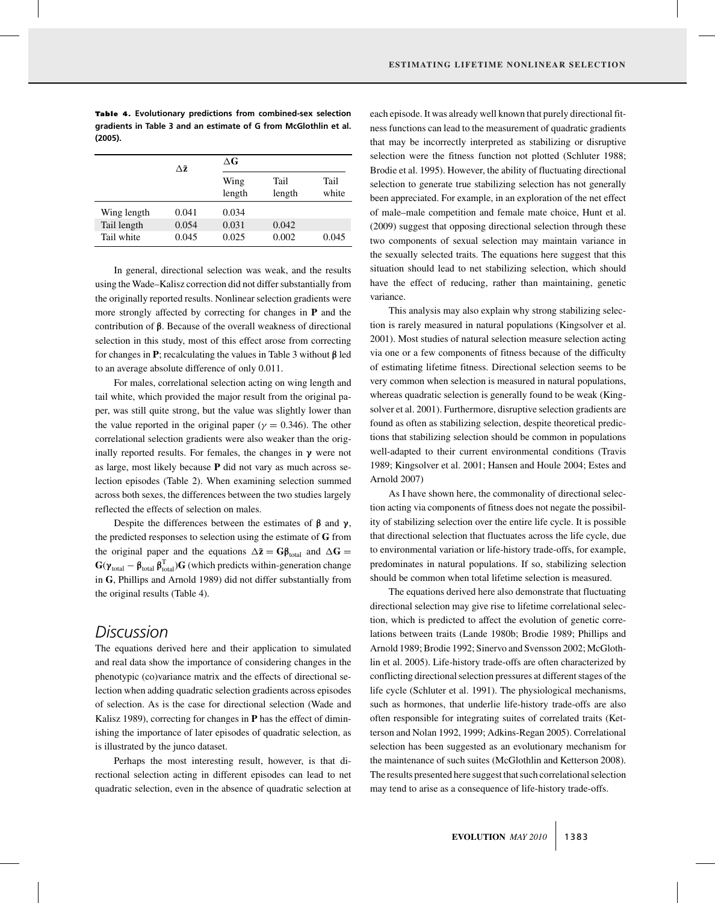**Table 4.** Evolutionary predictions from combined-sex selection gradients in Table 3 and an estimate of **G** from McGlothlin et al. (2005).

| | $\Delta\bar{\mathbf{z}}$ | $\Delta\mathbf{G}$ | | |
|---|---|---|---|---|
| | | Wing length | Tail length | Tail white |
| Wing length | 0.041 | 0.034 | | |
| Tail length | 0.054 | 0.031 | 0.042 | |
| Tail white | 0.045 | 0.025 | 0.002 | 0.045 |

In general, directional selection was weak, and the results using the Wade–Kalisz correction did not differ substantially from the originally reported results. Nonlinear selection gradients were more strongly affected by correcting for changes in **P** and the contribution of $\boldsymbol{\beta}$. Because of the overall weakness of directional selection in this study, most of this effect arose from correcting for changes in **P**; recalculating the values in Table 3 without $\boldsymbol{\beta}$ led to an average absolute difference of only 0.011.

For males, correlational selection acting on wing length and tail white, which provided the major result from the original paper, was still quite strong, but the value was slightly lower than the value reported in the original paper ($\gamma = 0.346$). The other correlational selection gradients were also weaker than the originally reported results. For females, the changes in $\boldsymbol{\gamma}$ were not as large, most likely because **P** did not vary as much across selection episodes (Table 2). When examining selection summed across both sexes, the differences between the two studies largely reflected the effects of selection on males.

Despite the differences between the estimates of $\boldsymbol{\beta}$ and $\boldsymbol{\gamma}$, the predicted responses to selection using the estimate of **G** from the original paper and the equations $\Delta\bar{\mathbf{z}} = \mathbf{G}\boldsymbol{\beta}_{\text{total}}$ and $\Delta\mathbf{G} = \mathbf{G}(\boldsymbol{\gamma}_{\text{total}} - \boldsymbol{\beta}_{\text{total}}\,\boldsymbol{\beta}_{\text{total}}^{\text{T}})\mathbf{G}$ (which predicts within-generation change in **G**, Phillips and Arnold 1989) did not differ substantially from the original results (Table 4).

## Discussion

The equations derived here and their application to simulated and real data show the importance of considering changes in the phenotypic (co)variance matrix and the effects of directional selection when adding quadratic selection gradients across episodes of selection. As is the case for directional selection (Wade and Kalisz 1989), correcting for changes in **P** has the effect of diminishing the importance of later episodes of quadratic selection, as is illustrated by the junco dataset.

Perhaps the most interesting result, however, is that directional selection acting in different episodes can lead to net quadratic selection, even in the absence of quadratic selection at each episode. It was already well known that purely directional fitness functions can lead to the measurement of quadratic gradients that may be incorrectly interpreted as stabilizing or disruptive selection were the fitness function not plotted (Schluter 1988; Brodie et al. 1995). However, the ability of fluctuating directional selection to generate true stabilizing selection has not generally been appreciated. For example, in an exploration of the net effect of male–male competition and female mate choice, Hunt et al. (2009) suggest that opposing directional selection through these two components of sexual selection may maintain variance in the sexually selected traits. The equations here suggest that this situation should lead to net stabilizing selection, which should have the effect of reducing, rather than maintaining, genetic variance.

This analysis may also explain why strong stabilizing selection is rarely measured in natural populations (Kingsolver et al. 2001). Most studies of natural selection measure selection acting via one or a few components of fitness because of the difficulty of estimating lifetime fitness. Directional selection seems to be very common when selection is measured in natural populations, whereas quadratic selection is generally found to be weak (Kingsolver et al. 2001). Furthermore, disruptive selection gradients are found as often as stabilizing selection, despite theoretical predictions that stabilizing selection should be common in populations well-adapted to their current environmental conditions (Travis 1989; Kingsolver et al. 2001; Hansen and Houle 2004; Estes and Arnold 2007)

As I have shown here, the commonality of directional selection acting via components of fitness does not negate the possibility of stabilizing selection over the entire life cycle. It is possible that directional selection that fluctuates across the life cycle, due to environmental variation or life-history trade-offs, for example, predominates in natural populations. If so, stabilizing selection should be common when total lifetime selection is measured.

The equations derived here also demonstrate that fluctuating directional selection may give rise to lifetime correlational selection, which is predicted to affect the evolution of genetic correlations between traits (Lande 1980b; Brodie 1989; Phillips and Arnold 1989; Brodie 1992; Sinervo and Svensson 2002; McGlothlin et al. 2005). Life-history trade-offs are often characterized by conflicting directional selection pressures at different stages of the life cycle (Schluter et al. 1991). The physiological mechanisms, such as hormones, that underlie life-history trade-offs are also often responsible for integrating suites of correlated traits (Ketterson and Nolan 1992, 1999; Adkins-Regan 2005). Correlational selection has been suggested as an evolutionary mechanism for the maintenance of such suites (McGlothlin and Ketterson 2008). The results presented here suggest that such correlational selection may tend to arise as a consequence of life-history trade-offs.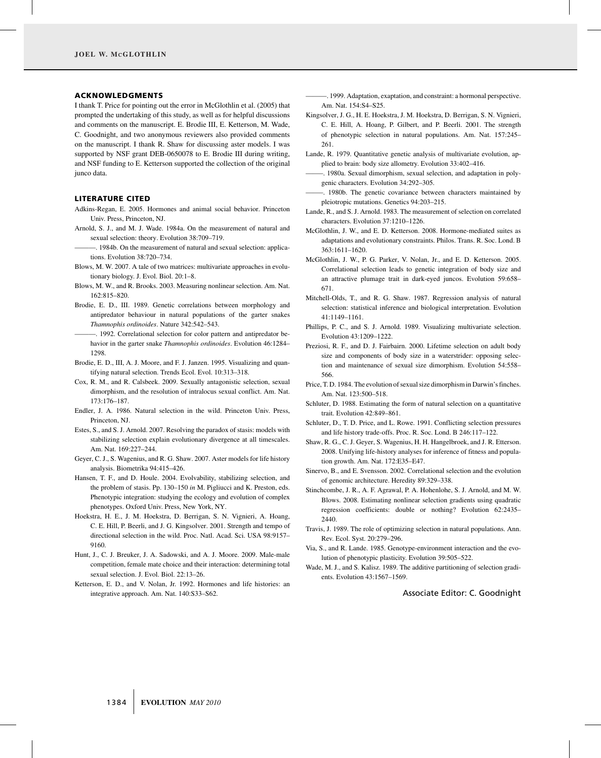## ACKNOWLEDGMENTS

I thank T. Price for pointing out the error in McGlothlin et al. (2005) that prompted the undertaking of this study, as well as for helpful discussions and comments on the manuscript. E. Brodie III, E. Ketterson, M. Wade, C. Goodnight, and two anonymous reviewers also provided comments on the manuscript. I thank R. Shaw for discussing aster models. I was supported by NSF grant DEB-0650078 to E. Brodie III during writing, and NSF funding to E. Ketterson supported the collection of the original junco data.

## LITERATURE CITED

Adkins-Regan, E. 2005. Hormones and animal social behavior. Princeton Univ. Press, Princeton, NJ.

Arnold, S. J., and M. J. Wade. 1984a. On the measurement of natural and sexual selection: theory. Evolution 38:709–719.

———. 1984b. On the measurement of natural and sexual selection: applications. Evolution 38:720–734.

Blows, M. W. 2007. A tale of two matrices: multivariate approaches in evolutionary biology. J. Evol. Biol. 20:1–8.

Blows, M. W., and R. Brooks. 2003. Measuring nonlinear selection. Am. Nat. 162:815–820.

Brodie, E. D., III. 1989. Genetic correlations between morphology and antipredator behaviour in natural populations of the garter snakes *Thamnophis ordinoides*. Nature 342:542–543.

———. 1992. Correlational selection for color pattern and antipredator behavior in the garter snake *Thamnophis ordinoides*. Evolution 46:1284–1298.

Brodie, E. D., III, A. J. Moore, and F. J. Janzen. 1995. Visualizing and quantifying natural selection. Trends Ecol. Evol. 10:313–318.

Cox, R. M., and R. Calsbeek. 2009. Sexually antagonistic selection, sexual dimorphism, and the resolution of intralocus sexual conflict. Am. Nat. 173:176–187.

Endler, J. A. 1986. Natural selection in the wild. Princeton Univ. Press, Princeton, NJ.

Estes, S., and S. J. Arnold. 2007. Resolving the paradox of stasis: models with stabilizing selection explain evolutionary divergence at all timescales. Am. Nat. 169:227–244.

Geyer, C. J., S. Wagenius, and R. G. Shaw. 2007. Aster models for life history analysis. Biometrika 94:415–426.

Hansen, T. F., and D. Houle. 2004. Evolvability, stabilizing selection, and the problem of stasis. Pp. 130–150 *in* M. Pigliucci and K. Preston, eds. Phenotypic integration: studying the ecology and evolution of complex phenotypes. Oxford Univ. Press, New York, NY.

Hoekstra, H. E., J. M. Hoekstra, D. Berrigan, S. N. Vignieri, A. Hoang, C. E. Hill, P. Beerli, and J. G. Kingsolver. 2001. Strength and tempo of directional selection in the wild. Proc. Natl. Acad. Sci. USA 98:9157–9160.

Hunt, J., C. J. Breuker, J. A. Sadowski, and A. J. Moore. 2009. Male-male competition, female mate choice and their interaction: determining total sexual selection. J. Evol. Biol. 22:13–26.

Ketterson, E. D., and V. Nolan, Jr. 1992. Hormones and life histories: an integrative approach. Am. Nat. 140:S33–S62.

———. 1999. Adaptation, exaptation, and constraint: a hormonal perspective. Am. Nat. 154:S4–S25.

Kingsolver, J. G., H. E. Hoekstra, J. M. Hoekstra, D. Berrigan, S. N. Vignieri, C. E. Hill, A. Hoang, P. Gilbert, and P. Beerli. 2001. The strength of phenotypic selection in natural populations. Am. Nat. 157:245–261.

Lande, R. 1979. Quantitative genetic analysis of multivariate evolution, applied to brain: body size allometry. Evolution 33:402–416.

———. 1980a. Sexual dimorphism, sexual selection, and adaptation in polygenic characters. Evolution 34:292–305.

———. 1980b. The genetic covariance between characters maintained by pleiotropic mutations. Genetics 94:203–215.

Lande, R., and S. J. Arnold. 1983. The measurement of selection on correlated characters. Evolution 37:1210–1226.

McGlothlin, J. W., and E. D. Ketterson. 2008. Hormone-mediated suites as adaptations and evolutionary constraints. Philos. Trans. R. Soc. Lond. B 363:1611–1620.

McGlothlin, J. W., P. G. Parker, V. Nolan, Jr., and E. D. Ketterson. 2005. Correlational selection leads to genetic integration of body size and an attractive plumage trait in dark-eyed juncos. Evolution 59:658–671.

Mitchell-Olds, T., and R. G. Shaw. 1987. Regression analysis of natural selection: statistical inference and biological interpretation. Evolution 41:1149–1161.

Phillips, P. C., and S. J. Arnold. 1989. Visualizing multivariate selection. Evolution 43:1209–1222.

Preziosi, R. F., and D. J. Fairbairn. 2000. Lifetime selection on adult body size and components of body size in a waterstrider: opposing selection and maintenance of sexual size dimorphism. Evolution 54:558–566.

Price, T. D. 1984. The evolution of sexual size dimorphism in Darwin's finches. Am. Nat. 123:500–518.

Schluter, D. 1988. Estimating the form of natural selection on a quantitative trait. Evolution 42:849–861.

Schluter, D., T. D. Price, and L. Rowe. 1991. Conflicting selection pressures and life history trade-offs. Proc. R. Soc. Lond. B 246:117–122.

Shaw, R. G., C. J. Geyer, S. Wagenius, H. H. Hangelbroek, and J. R. Etterson. 2008. Unifying life-history analyses for inference of fitness and population growth. Am. Nat. 172:E35–E47.

Sinervo, B., and E. Svensson. 2002. Correlational selection and the evolution of genomic architecture. Heredity 89:329–338.

Stinchcombe, J. R., A. F. Agrawal, P. A. Hohenlohe, S. J. Arnold, and M. W. Blows. 2008. Estimating nonlinear selection gradients using quadratic regression coefficients: double or nothing? Evolution 62:2435–2440.

Travis, J. 1989. The role of optimizing selection in natural populations. Ann. Rev. Ecol. Syst. 20:279–296.

Via, S., and R. Lande. 1985. Genotype-environment interaction and the evolution of phenotypic plasticity. Evolution 39:505–522.

Wade, M. J., and S. Kalisz. 1989. The additive partitioning of selection gradients. Evolution 43:1567–1569.

Associate Editor: C. Goodnight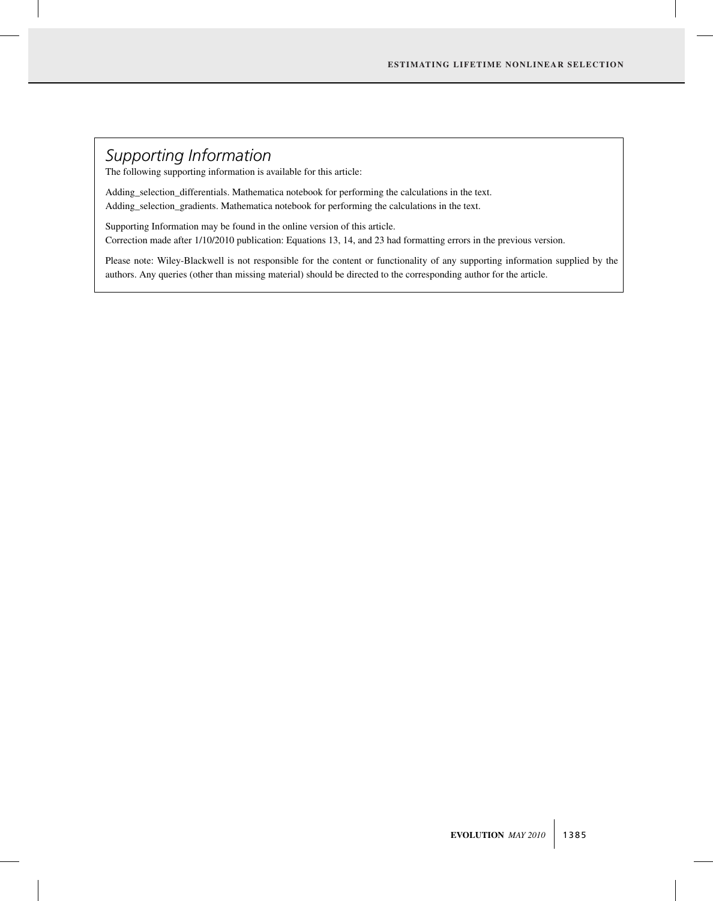## *Supporting Information*

The following supporting information is available for this article:

Adding_selection_differentials. Mathematica notebook for performing the calculations in the text.
Adding_selection_gradients. Mathematica notebook for performing the calculations in the text.

Supporting Information may be found in the online version of this article.
Correction made after 1/10/2010 publication: Equations 13, 14, and 23 had formatting errors in the previous version.

Please note: Wiley-Blackwell is not responsible for the content or functionality of any supporting information supplied by the authors. Any queries (other than missing material) should be directed to the corresponding author for the article.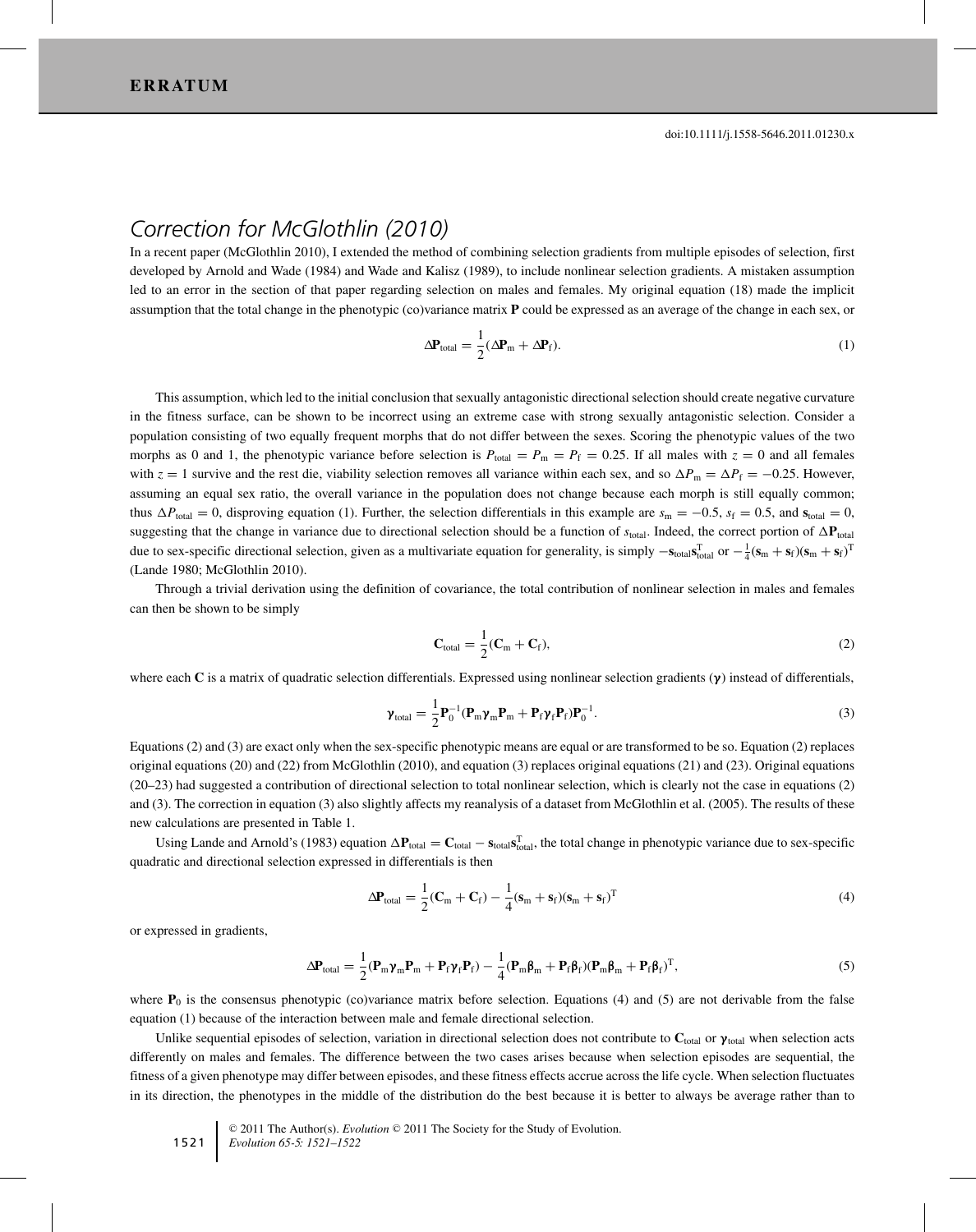# ERRATUM

doi:10.1111/j.1558-5646.2011.01230.x

## Correction for McGlothlin (2010)

In a recent paper (McGlothlin 2010), I extended the method of combining selection gradients from multiple episodes of selection, first developed by Arnold and Wade (1984) and Wade and Kalisz (1989), to include nonlinear selection gradients. A mistaken assumption led to an error in the section of that paper regarding selection on males and females. My original equation (18) made the implicit assumption that the total change in the phenotypic (co)variance matrix $\mathbf{P}$ could be expressed as an average of the change in each sex, or

$$\Delta\mathbf{P}_{\text{total}} = \frac{1}{2}(\Delta\mathbf{P}_{\text{m}} + \Delta\mathbf{P}_{\text{f}}). \tag{1}$$

This assumption, which led to the initial conclusion that sexually antagonistic directional selection should create negative curvature in the fitness surface, can be shown to be incorrect using an extreme case with strong sexually antagonistic selection. Consider a population consisting of two equally frequent morphs that do not differ between the sexes. Scoring the phenotypic values of the two morphs as 0 and 1, the phenotypic variance before selection is $P_{\text{total}} = P_{\text{m}} = P_{\text{f}} = 0.25$. If all males with $z = 0$ and all females with $z = 1$ survive and the rest die, viability selection removes all variance within each sex, and so $\Delta P_{\text{m}} = \Delta P_{\text{f}} = -0.25$. However, assuming an equal sex ratio, the overall variance in the population does not change because each morph is still equally common; thus $\Delta P_{\text{total}} = 0$, disproving equation (1). Further, the selection differentials in this example are $s_{\text{m}} = -0.5$, $s_{\text{f}} = 0.5$, and $\mathbf{s}_{\text{total}} = 0$, suggesting that the change in variance due to directional selection should be a function of $s_{\text{total}}$. Indeed, the correct portion of $\Delta\mathbf{P}_{\text{total}}$ due to sex-specific directional selection, given as a multivariate equation for generality, is simply $-\mathbf{s}_{\text{total}}\mathbf{s}_{\text{total}}^{\text{T}}$ or $-\frac{1}{4}(\mathbf{s}_{\text{m}} + \mathbf{s}_{\text{f}})(\mathbf{s}_{\text{m}} + \mathbf{s}_{\text{f}})^{\text{T}}$ (Lande 1980; McGlothlin 2010).

Through a trivial derivation using the definition of covariance, the total contribution of nonlinear selection in males and females can then be shown to be simply

$$\mathbf{C}_{\text{total}} = \frac{1}{2}(\mathbf{C}_{\text{m}} + \mathbf{C}_{\text{f}}), \tag{2}$$

where each $\mathbf{C}$ is a matrix of quadratic selection differentials. Expressed using nonlinear selection gradients ($\boldsymbol{\gamma}$) instead of differentials,

$$\boldsymbol{\gamma}_{\text{total}} = \frac{1}{2}\mathbf{P}_0^{-1}(\mathbf{P}_{\text{m}}\boldsymbol{\gamma}_{\text{m}}\mathbf{P}_{\text{m}} + \mathbf{P}_{\text{f}}\boldsymbol{\gamma}_{\text{f}}\mathbf{P}_{\text{f}})\mathbf{P}_0^{-1}. \tag{3}$$

Equations (2) and (3) are exact only when the sex-specific phenotypic means are equal or are transformed to be so. Equation (2) replaces original equations (20) and (22) from McGlothlin (2010), and equation (3) replaces original equations (21) and (23). Original equations (20–23) had suggested a contribution of directional selection to total nonlinear selection, which is clearly not the case in equations (2) and (3). The correction in equation (3) also slightly affects my reanalysis of a dataset from McGlothlin et al. (2005). The results of these new calculations are presented in Table 1.

Using Lande and Arnold's (1983) equation $\Delta\mathbf{P}_{\text{total}} = \mathbf{C}_{\text{total}} - \mathbf{s}_{\text{total}}\mathbf{s}_{\text{total}}^{\text{T}}$, the total change in phenotypic variance due to sex-specific quadratic and directional selection expressed in differentials is then

$$\Delta\mathbf{P}_{\text{total}} = \frac{1}{2}(\mathbf{C}_{\text{m}} + \mathbf{C}_{\text{f}}) - \frac{1}{4}(\mathbf{s}_{\text{m}} + \mathbf{s}_{\text{f}})(\mathbf{s}_{\text{m}} + \mathbf{s}_{\text{f}})^{\text{T}} \tag{4}$$

or expressed in gradients,

$$\Delta\mathbf{P}_{\text{total}} = \frac{1}{2}(\mathbf{P}_{\text{m}}\boldsymbol{\gamma}_{\text{m}}\mathbf{P}_{\text{m}} + \mathbf{P}_{\text{f}}\boldsymbol{\gamma}_{\text{f}}\mathbf{P}_{\text{f}}) - \frac{1}{4}(\mathbf{P}_{\text{m}}\boldsymbol{\beta}_{\text{m}} + \mathbf{P}_{\text{f}}\boldsymbol{\beta}_{\text{f}})(\mathbf{P}_{\text{m}}\boldsymbol{\beta}_{\text{m}} + \mathbf{P}_{\text{f}}\boldsymbol{\beta}_{\text{f}})^{\text{T}}, \tag{5}$$

where $\mathbf{P}_0$ is the consensus phenotypic (co)variance matrix before selection. Equations (4) and (5) are not derivable from the false equation (1) because of the interaction between male and female directional selection.

Unlike sequential episodes of selection, variation in directional selection does not contribute to $\mathbf{C}_{\text{total}}$ or $\boldsymbol{\gamma}_{\text{total}}$ when selection acts differently on males and females. The difference between the two cases arises because when selection episodes are sequential, the fitness of a given phenotype may differ between episodes, and these fitness effects accrue across the life cycle. When selection fluctuates in its direction, the phenotypes in the middle of the distribution do the best because it is better to always be average rather than to

© 2011 The Author(s). *Evolution* © 2011 The Society for the Study of Evolution.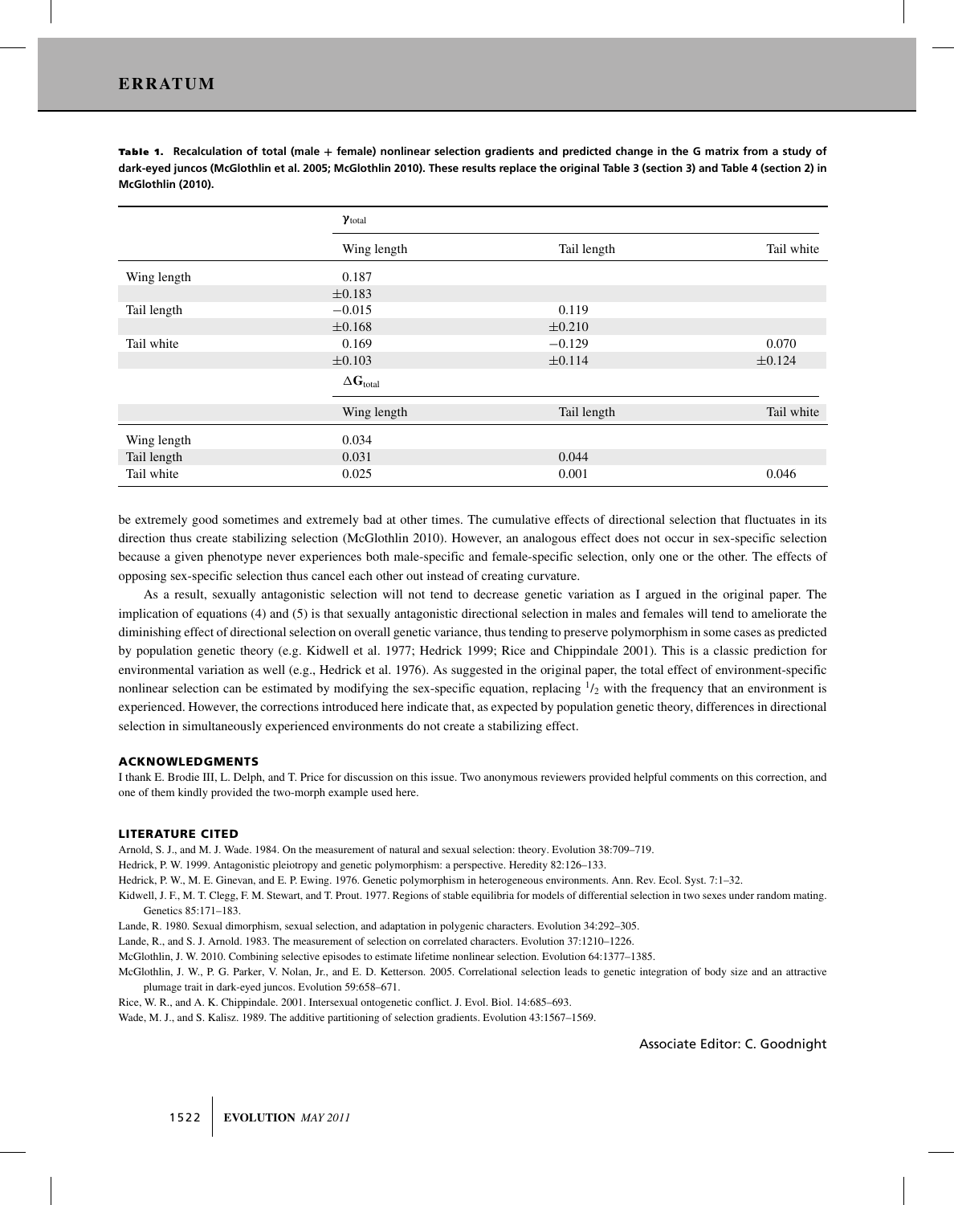# ERRATUM

**Table 1.** Recalculation of total (male + female) nonlinear selection gradients and predicted change in the G matrix from a study of dark-eyed juncos (McGlothlin et al. 2005; McGlothlin 2010). These results replace the original Table 3 (section 3) and Table 4 (section 2) in McGlothlin (2010).

| | $\boldsymbol{\gamma}_{\text{total}}$ | | |
|---|---|---|---|
| | Wing length | Tail length | Tail white |
| Wing length | 0.187 | | |
| | ±0.183 | | |
| Tail length | −0.015 | 0.119 | |
| | ±0.168 | ±0.210 | |
| Tail white | 0.169 | −0.129 | 0.070 |
| | ±0.103 | ±0.114 | ±0.124 |
| | $\Delta\mathbf{G}_{\text{total}}$ | | |
| | Wing length | Tail length | Tail white |
| Wing length | 0.034 | | |
| Tail length | 0.031 | 0.044 | |
| Tail white | 0.025 | 0.001 | 0.046 |

be extremely good sometimes and extremely bad at other times. The cumulative effects of directional selection that fluctuates in its direction thus create stabilizing selection (McGlothlin 2010). However, an analogous effect does not occur in sex-specific selection because a given phenotype never experiences both male-specific and female-specific selection, only one or the other. The effects of opposing sex-specific selection thus cancel each other out instead of creating curvature.

As a result, sexually antagonistic selection will not tend to decrease genetic variation as I argued in the original paper. The implication of equations (4) and (5) is that sexually antagonistic directional selection in males and females will tend to ameliorate the diminishing effect of directional selection on overall genetic variance, thus tending to preserve polymorphism in some cases as predicted by population genetic theory (e.g. Kidwell et al. 1977; Hedrick 1999; Rice and Chippindale 2001). This is a classic prediction for environmental variation as well (e.g., Hedrick et al. 1976). As suggested in the original paper, the total effect of environment-specific nonlinear selection can be estimated by modifying the sex-specific equation, replacing $^1/_2$ with the frequency that an environment is experienced. However, the corrections introduced here indicate that, as expected by population genetic theory, differences in directional selection in simultaneously experienced environments do not create a stabilizing effect.

## ACKNOWLEDGMENTS

I thank E. Brodie III, L. Delph, and T. Price for discussion on this issue. Two anonymous reviewers provided helpful comments on this correction, and one of them kindly provided the two-morph example used here.

## LITERATURE CITED

Arnold, S. J., and M. J. Wade. 1984. On the measurement of natural and sexual selection: theory. Evolution 38:709–719.

Hedrick, P. W. 1999. Antagonistic pleiotropy and genetic polymorphism: a perspective. Heredity 82:126–133.

Hedrick, P. W., M. E. Ginevan, and E. P. Ewing. 1976. Genetic polymorphism in heterogeneous environments. Ann. Rev. Ecol. Syst. 7:1–32.

Kidwell, J. F., M. T. Clegg, F. M. Stewart, and T. Prout. 1977. Regions of stable equilibria for models of differential selection in two sexes under random mating. Genetics 85:171–183.

Lande, R. 1980. Sexual dimorphism, sexual selection, and adaptation in polygenic characters. Evolution 34:292–305.

Lande, R., and S. J. Arnold. 1983. The measurement of selection on correlated characters. Evolution 37:1210–1226.

McGlothlin, J. W. 2010. Combining selective episodes to estimate lifetime nonlinear selection. Evolution 64:1377–1385.

McGlothlin, J. W., P. G. Parker, V. Nolan, Jr., and E. D. Ketterson. 2005. Correlational selection leads to genetic integration of body size and an attractive plumage trait in dark-eyed juncos. Evolution 59:658–671.

Rice, W. R., and A. K. Chippindale. 2001. Intersexual ontogenetic conflict. J. Evol. Biol. 14:685–693.

Wade, M. J., and S. Kalisz. 1989. The additive partitioning of selection gradients. Evolution 43:1567–1569.

Associate Editor: C. Goodnight